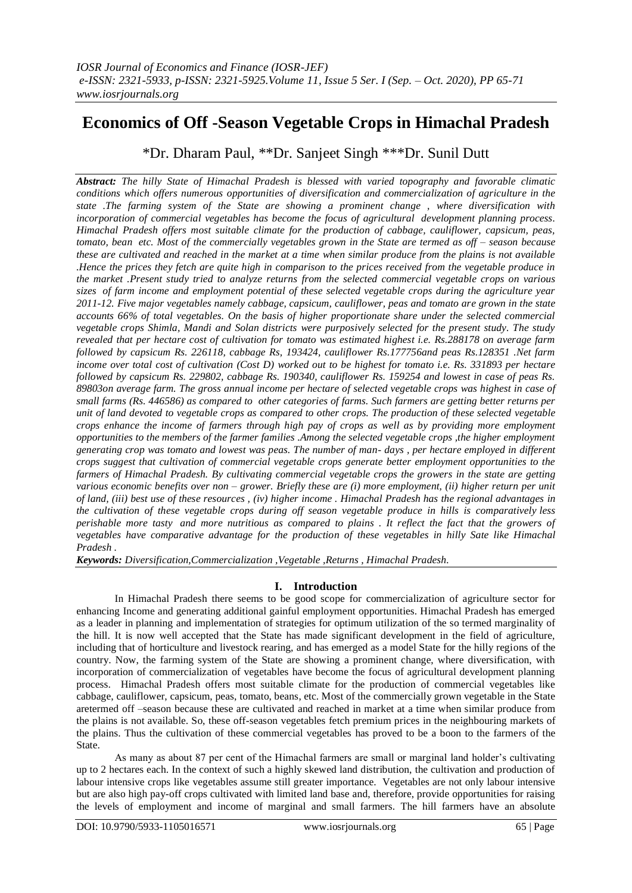# Economics of Off -Season Vegetable Crops in Himachal Pradesh

\*Dr. Dharam Paul, \*\*Dr. Sanjeet Singh \*\*\*Dr. Sunil Dutt

***Abstract:*** *The hilly State of Himachal Pradesh is blessed with varied topography and favorable climatic conditions which offers numerous opportunities of diversification and commercialization of agriculture in the state .The farming system of the State are showing a prominent change , where diversification with incorporation of commercial vegetables has become the focus of agricultural development planning process. Himachal Pradesh offers most suitable climate for the production of cabbage, cauliflower, capsicum, peas, tomato, bean etc. Most of the commercially vegetables grown in the State are termed as off – season because these are cultivated and reached in the market at a time when similar produce from the plains is not available .Hence the prices they fetch are quite high in comparison to the prices received from the vegetable produce in the market .Present study tried to analyze returns from the selected commercial vegetable crops on various sizes of farm income and employment potential of these selected vegetable crops during the agriculture year 2011-12. Five major vegetables namely cabbage, capsicum, cauliflower, peas and tomato are grown in the state accounts 66% of total vegetables. On the basis of higher proportionate share under the selected commercial vegetable crops Shimla, Mandi and Solan districts were purposively selected for the present study. The study revealed that per hectare cost of cultivation for tomato was estimated highest i.e. Rs.288178 on average farm followed by capsicum Rs. 226118, cabbage Rs, 193424, cauliflower Rs.177756and peas Rs.128351 .Net farm income over total cost of cultivation (Cost D) worked out to be highest for tomato i.e. Rs. 331893 per hectare followed by capsicum Rs. 229802, cabbage Rs. 190340, cauliflower Rs. 159254 and lowest in case of peas Rs. 89803on average farm. The gross annual income per hectare of selected vegetable crops was highest in case of small farms (Rs. 446586) as compared to other categories of farms. Such farmers are getting better returns per unit of land devoted to vegetable crops as compared to other crops. The production of these selected vegetable crops enhance the income of farmers through high pay of crops as well as by providing more employment opportunities to the members of the farmer families .Among the selected vegetable crops ,the higher employment generating crop was tomato and lowest was peas. The number of man- days , per hectare employed in different crops suggest that cultivation of commercial vegetable crops generate better employment opportunities to the farmers of Himachal Pradesh. By cultivating commercial vegetable crops the growers in the state are getting various economic benefits over non – grower. Briefly these are (i) more employment, (ii) higher return per unit of land, (iii) best use of these resources , (iv) higher income . Himachal Pradesh has the regional advantages in the cultivation of these vegetable crops during off season vegetable produce in hills is comparatively less perishable more tasty and more nutritious as compared to plains . It reflect the fact that the growers of vegetables have comparative advantage for the production of these vegetables in hilly Sate like Himachal Pradesh .*

***Keywords:*** *Diversification,Commercialization ,Vegetable ,Returns , Himachal Pradesh.*

## I. Introduction

In Himachal Pradesh there seems to be good scope for commercialization of agriculture sector for enhancing Income and generating additional gainful employment opportunities. Himachal Pradesh has emerged as a leader in planning and implementation of strategies for optimum utilization of the so termed marginality of the hill. It is now well accepted that the State has made significant development in the field of agriculture, including that of horticulture and livestock rearing, and has emerged as a model State for the hilly regions of the country. Now, the farming system of the State are showing a prominent change, where diversification, with incorporation of commercialization of vegetables have become the focus of agricultural development planning process. Himachal Pradesh offers most suitable climate for the production of commercial vegetables like cabbage, cauliflower, capsicum, peas, tomato, beans, etc. Most of the commercially grown vegetable in the State aretermed off –season because these are cultivated and reached in market at a time when similar produce from the plains is not available. So, these off-season vegetables fetch premium prices in the neighbouring markets of the plains. Thus the cultivation of these commercial vegetables has proved to be a boon to the farmers of the State.

As many as about 87 per cent of the Himachal farmers are small or marginal land holder's cultivating up to 2 hectares each. In the context of such a highly skewed land distribution, the cultivation and production of labour intensive crops like vegetables assume still greater importance. Vegetables are not only labour intensive but are also high pay-off crops cultivated with limited land base and, therefore, provide opportunities for raising the levels of employment and income of marginal and small farmers. The hill farmers have an absolute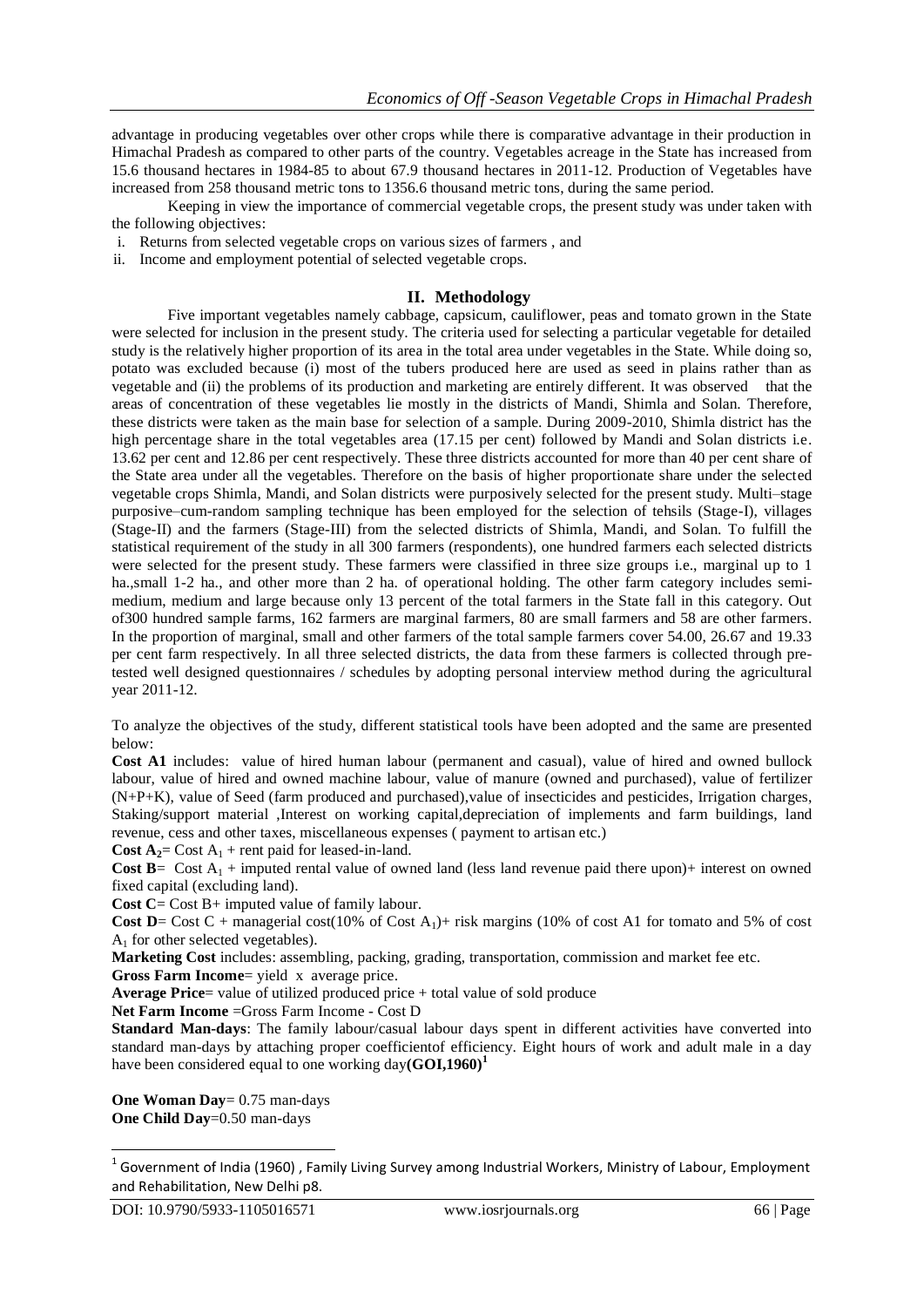advantage in producing vegetables over other crops while there is comparative advantage in their production in Himachal Pradesh as compared to other parts of the country. Vegetables acreage in the State has increased from 15.6 thousand hectares in 1984-85 to about 67.9 thousand hectares in 2011-12. Production of Vegetables have increased from 258 thousand metric tons to 1356.6 thousand metric tons, during the same period.

Keeping in view the importance of commercial vegetable crops, the present study was under taken with the following objectives:

i. Returns from selected vegetable crops on various sizes of farmers , and
ii. Income and employment potential of selected vegetable crops.

## II. Methodology

Five important vegetables namely cabbage, capsicum, cauliflower, peas and tomato grown in the State were selected for inclusion in the present study. The criteria used for selecting a particular vegetable for detailed study is the relatively higher proportion of its area in the total area under vegetables in the State. While doing so, potato was excluded because (i) most of the tubers produced here are used as seed in plains rather than as vegetable and (ii) the problems of its production and marketing are entirely different. It was observed that the areas of concentration of these vegetables lie mostly in the districts of Mandi, Shimla and Solan. Therefore, these districts were taken as the main base for selection of a sample. During 2009-2010, Shimla district has the high percentage share in the total vegetables area (17.15 per cent) followed by Mandi and Solan districts i.e. 13.62 per cent and 12.86 per cent respectively. These three districts accounted for more than 40 per cent share of the State area under all the vegetables. Therefore on the basis of higher proportionate share under the selected vegetable crops Shimla, Mandi, and Solan districts were purposively selected for the present study. Multi–stage purposive–cum-random sampling technique has been employed for the selection of tehsils (Stage-I), villages (Stage-II) and the farmers (Stage-III) from the selected districts of Shimla, Mandi, and Solan. To fulfill the statistical requirement of the study in all 300 farmers (respondents), one hundred farmers each selected districts were selected for the present study. These farmers were classified in three size groups i.e., marginal up to 1 ha.,small 1-2 ha., and other more than 2 ha. of operational holding. The other farm category includes semi-medium, medium and large because only 13 percent of the total farmers in the State fall in this category. Out of300 hundred sample farms, 162 farmers are marginal farmers, 80 are small farmers and 58 are other farmers. In the proportion of marginal, small and other farmers of the total sample farmers cover 54.00, 26.67 and 19.33 per cent farm respectively. In all three selected districts, the data from these farmers is collected through pre-tested well designed questionnaires / schedules by adopting personal interview method during the agricultural year 2011-12.

To analyze the objectives of the study, different statistical tools have been adopted and the same are presented below:

**Cost A1** includes: value of hired human labour (permanent and casual), value of hired and owned bullock labour, value of hired and owned machine labour, value of manure (owned and purchased), value of fertilizer (N+P+K), value of Seed (farm produced and purchased),value of insecticides and pesticides, Irrigation charges, Staking/support material ,Interest on working capital,depreciation of implements and farm buildings, land revenue, cess and other taxes, miscellaneous expenses ( payment to artisan etc.)

**Cost $A_2$**= Cost $A_1$ + rent paid for leased-in-land.

**Cost B**= Cost $A_1$ + imputed rental value of owned land (less land revenue paid there upon)+ interest on owned fixed capital (excluding land).

**Cost C**= Cost B+ imputed value of family labour.

**Cost D**= Cost C + managerial cost(10% of Cost $A_1$)+ risk margins (10% of cost A1 for tomato and 5% of cost $A_1$ for other selected vegetables).

**Marketing Cost** includes: assembling, packing, grading, transportation, commission and market fee etc.

**Gross Farm Income**= yield x average price.

**Average Price**= value of utilized produced price + total value of sold produce

**Net Farm Income** =Gross Farm Income - Cost D

**Standard Man-days**: The family labour/casual labour days spent in different activities have converted into standard man-days by attaching proper coefficientof efficiency. Eight hours of work and adult male in a day have been considered equal to one working day**(GOI,1960)**[1]

**One Woman Day**= 0.75 man-days
**One Child Day**=0.50 man-days

[1] Government of India (1960) , Family Living Survey among Industrial Workers, Ministry of Labour, Employment and Rehabilitation, New Delhi p8.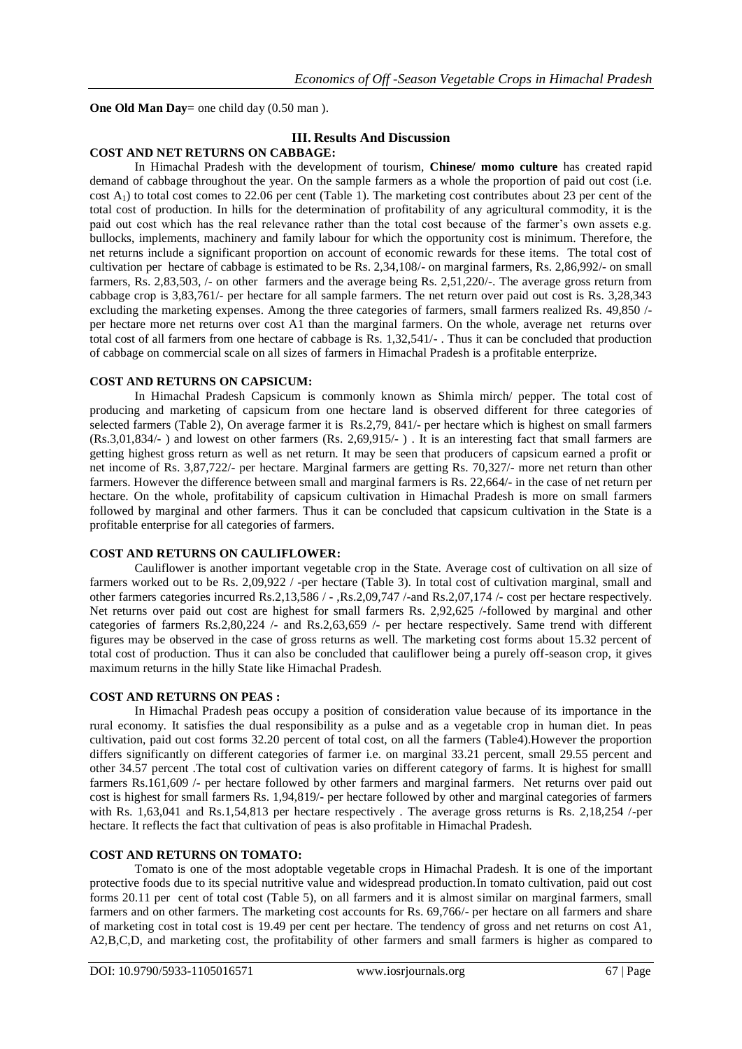**One Old Man Day**= one child day (0.50 man ).

## III. Results And Discussion

### COST AND NET RETURNS ON CABBAGE:

In Himachal Pradesh with the development of tourism, **Chinese/ momo culture** has created rapid demand of cabbage throughout the year. On the sample farmers as a whole the proportion of paid out cost (i.e. cost $A_1$) to total cost comes to 22.06 per cent (Table 1). The marketing cost contributes about 23 per cent of the total cost of production. In hills for the determination of profitability of any agricultural commodity, it is the paid out cost which has the real relevance rather than the total cost because of the farmer's own assets e.g. bullocks, implements, machinery and family labour for which the opportunity cost is minimum. Therefore, the net returns include a significant proportion on account of economic rewards for these items. The total cost of cultivation per hectare of cabbage is estimated to be Rs. 2,34,108/- on marginal farmers, Rs. 2,86,992/- on small farmers, Rs. 2,83,503, /- on other farmers and the average being Rs. 2,51,220/-. The average gross return from cabbage crop is 3,83,761/- per hectare for all sample farmers. The net return over paid out cost is Rs. 3,28,343 excluding the marketing expenses. Among the three categories of farmers, small farmers realized Rs. 49,850 /- per hectare more net returns over cost A1 than the marginal farmers. On the whole, average net returns over total cost of all farmers from one hectare of cabbage is Rs. 1,32,541/- . Thus it can be concluded that production of cabbage on commercial scale on all sizes of farmers in Himachal Pradesh is a profitable enterprize.

### COST AND RETURNS ON CAPSICUM:

In Himachal Pradesh Capsicum is commonly known as Shimla mirch/ pepper. The total cost of producing and marketing of capsicum from one hectare land is observed different for three categories of selected farmers (Table 2), On average farmer it is Rs.2,79, 841/- per hectare which is highest on small farmers (Rs.3,01,834/- ) and lowest on other farmers (Rs. 2,69,915/- ) . It is an interesting fact that small farmers are getting highest gross return as well as net return. It may be seen that producers of capsicum earned a profit or net income of Rs. 3,87,722/- per hectare. Marginal farmers are getting Rs. 70,327/- more net return than other farmers. However the difference between small and marginal farmers is Rs. 22,664/- in the case of net return per hectare. On the whole, profitability of capsicum cultivation in Himachal Pradesh is more on small farmers followed by marginal and other farmers. Thus it can be concluded that capsicum cultivation in the State is a profitable enterprise for all categories of farmers.

### COST AND RETURNS ON CAULIFLOWER:

Cauliflower is another important vegetable crop in the State. Average cost of cultivation on all size of farmers worked out to be Rs. 2,09,922 / -per hectare (Table 3). In total cost of cultivation marginal, small and other farmers categories incurred Rs.2,13,586 / - ,Rs.2,09,747 /-and Rs.2,07,174 /- cost per hectare respectively. Net returns over paid out cost are highest for small farmers Rs. 2,92,625 /-followed by marginal and other categories of farmers Rs.2,80,224 /- and Rs.2,63,659 /- per hectare respectively. Same trend with different figures may be observed in the case of gross returns as well. The marketing cost forms about 15.32 percent of total cost of production. Thus it can also be concluded that cauliflower being a purely off-season crop, it gives maximum returns in the hilly State like Himachal Pradesh.

### COST AND RETURNS ON PEAS :

In Himachal Pradesh peas occupy a position of consideration value because of its importance in the rural economy. It satisfies the dual responsibility as a pulse and as a vegetable crop in human diet. In peas cultivation, paid out cost forms 32.20 percent of total cost, on all the farmers (Table4).However the proportion differs significantly on different categories of farmer i.e. on marginal 33.21 percent, small 29.55 percent and other 34.57 percent .The total cost of cultivation varies on different category of farms. It is highest for smalll farmers Rs.161,609 /- per hectare followed by other farmers and marginal farmers. Net returns over paid out cost is highest for small farmers Rs. 1,94,819/- per hectare followed by other and marginal categories of farmers with Rs. 1,63,041 and Rs.1,54,813 per hectare respectively . The average gross returns is Rs. 2,18,254 /-per hectare. It reflects the fact that cultivation of peas is also profitable in Himachal Pradesh.

### COST AND RETURNS ON TOMATO:

Tomato is one of the most adoptable vegetable crops in Himachal Pradesh. It is one of the important protective foods due to its special nutritive value and widespread production.In tomato cultivation, paid out cost forms 20.11 per cent of total cost (Table 5), on all farmers and it is almost similar on marginal farmers, small farmers and on other farmers. The marketing cost accounts for Rs. 69,766/- per hectare on all farmers and share of marketing cost in total cost is 19.49 per cent per hectare. The tendency of gross and net returns on cost A1, A2,B,C,D, and marketing cost, the profitability of other farmers and small farmers is higher as compared to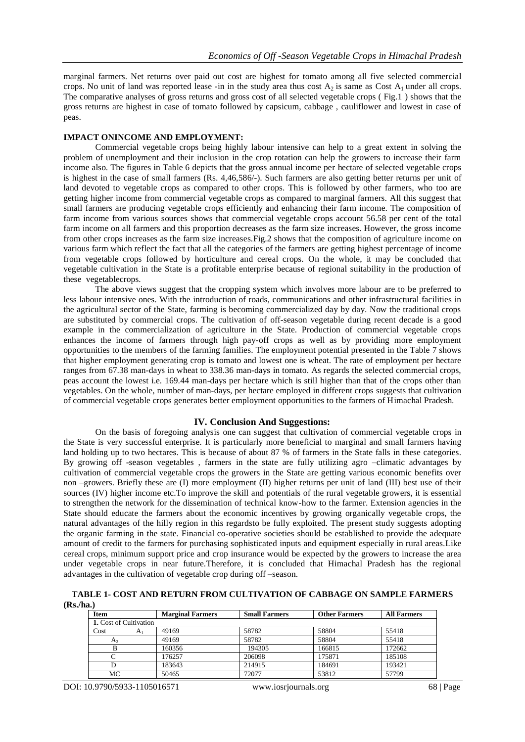marginal farmers. Net returns over paid out cost are highest for tomato among all five selected commercial crops. No unit of land was reported lease -in in the study area thus cost $A_2$ is same as Cost $A_1$ under all crops. The comparative analyses of gross returns and gross cost of all selected vegetable crops ( Fig.1 ) shows that the gross returns are highest in case of tomato followed by capsicum, cabbage , cauliflower and lowest in case of peas.

**IMPACT ONINCOME AND EMPLOYMENT:**

Commercial vegetable crops being highly labour intensive can help to a great extent in solving the problem of unemployment and their inclusion in the crop rotation can help the growers to increase their farm income also. The figures in Table 6 depicts that the gross annual income per hectare of selected vegetable crops is highest in the case of small farmers (Rs. 4,46,586/-). Such farmers are also getting better returns per unit of land devoted to vegetable crops as compared to other crops. This is followed by other farmers, who too are getting higher income from commercial vegetable crops as compared to marginal farmers. All this suggest that small farmers are producing vegetable crops efficiently and enhancing their farm income. The composition of farm income from various sources shows that commercial vegetable crops account 56.58 per cent of the total farm income on all farmers and this proportion decreases as the farm size increases. However, the gross income from other crops increases as the farm size increases.Fig.2 shows that the composition of agriculture income on various farm which reflect the fact that all the categories of the farmers are getting highest percentage of income from vegetable crops followed by horticulture and cereal crops. On the whole, it may be concluded that vegetable cultivation in the State is a profitable enterprise because of regional suitability in the production of these vegetablecrops.

The above views suggest that the cropping system which involves more labour are to be preferred to less labour intensive ones. With the introduction of roads, communications and other infrastructural facilities in the agricultural sector of the State, farming is becoming commercialized day by day. Now the traditional crops are substituted by commercial crops. The cultivation of off-season vegetable during recent decade is a good example in the commercialization of agriculture in the State. Production of commercial vegetable crops enhances the income of farmers through high pay-off crops as well as by providing more employment opportunities to the members of the farming families. The employment potential presented in the Table 7 shows that higher employment generating crop is tomato and lowest one is wheat. The rate of employment per hectare ranges from 67.38 man-days in wheat to 338.36 man-days in tomato. As regards the selected commercial crops, peas account the lowest i.e. 169.44 man-days per hectare which is still higher than that of the crops other than vegetables. On the whole, number of man-days, per hectare employed in different crops suggests that cultivation of commercial vegetable crops generates better employment opportunities to the farmers of Himachal Pradesh.

## IV. Conclusion And Suggestions:

On the basis of foregoing analysis one can suggest that cultivation of commercial vegetable crops in the State is very successful enterprise. It is particularly more beneficial to marginal and small farmers having land holding up to two hectares. This is because of about 87 % of farmers in the State falls in these categories. By growing off -season vegetables , farmers in the state are fully utilizing agro –climatic advantages by cultivation of commercial vegetable crops the growers in the State are getting various economic benefits over non –growers. Briefly these are (I) more employment (II) higher returns per unit of land (III) best use of their sources (IV) higher income etc.To improve the skill and potentials of the rural vegetable growers, it is essential to strengthen the network for the dissemination of technical know-how to the farmer. Extension agencies in the State should educate the farmers about the economic incentives by growing organically vegetable crops, the natural advantages of the hilly region in this regardsto be fully exploited. The present study suggests adopting the organic farming in the state. Financial co-operative societies should be established to provide the adequate amount of credit to the farmers for purchasing sophisticated inputs and equipment especially in rural areas.Like cereal crops, minimum support price and crop insurance would be expected by the growers to increase the area under vegetable crops in near future.Therefore, it is concluded that Himachal Pradesh has the regional advantages in the cultivation of vegetable crop during off –season.

**TABLE 1- COST AND RETURN FROM CULTIVATION OF CABBAGE ON SAMPLE FARMERS (Rs./ha.)**

| Item | Marginal Farmers | Small Farmers | Other Farmers | All Farmers |
|---|---|---|---|---|
| **1.** Cost of Cultivation | | | | |
| Cost $A_1$ | 49169 | 58782 | 58804 | 55418 |
| $A_2$ | 49169 | 58782 | 58804 | 55418 |
| B | 160356 | 194305 | 166815 | 172662 |
| C | 176257 | 206098 | 175871 | 185108 |
| D | 183643 | 214915 | 184691 | 193421 |
| MC | 50465 | 72077 | 53812 | 57799 |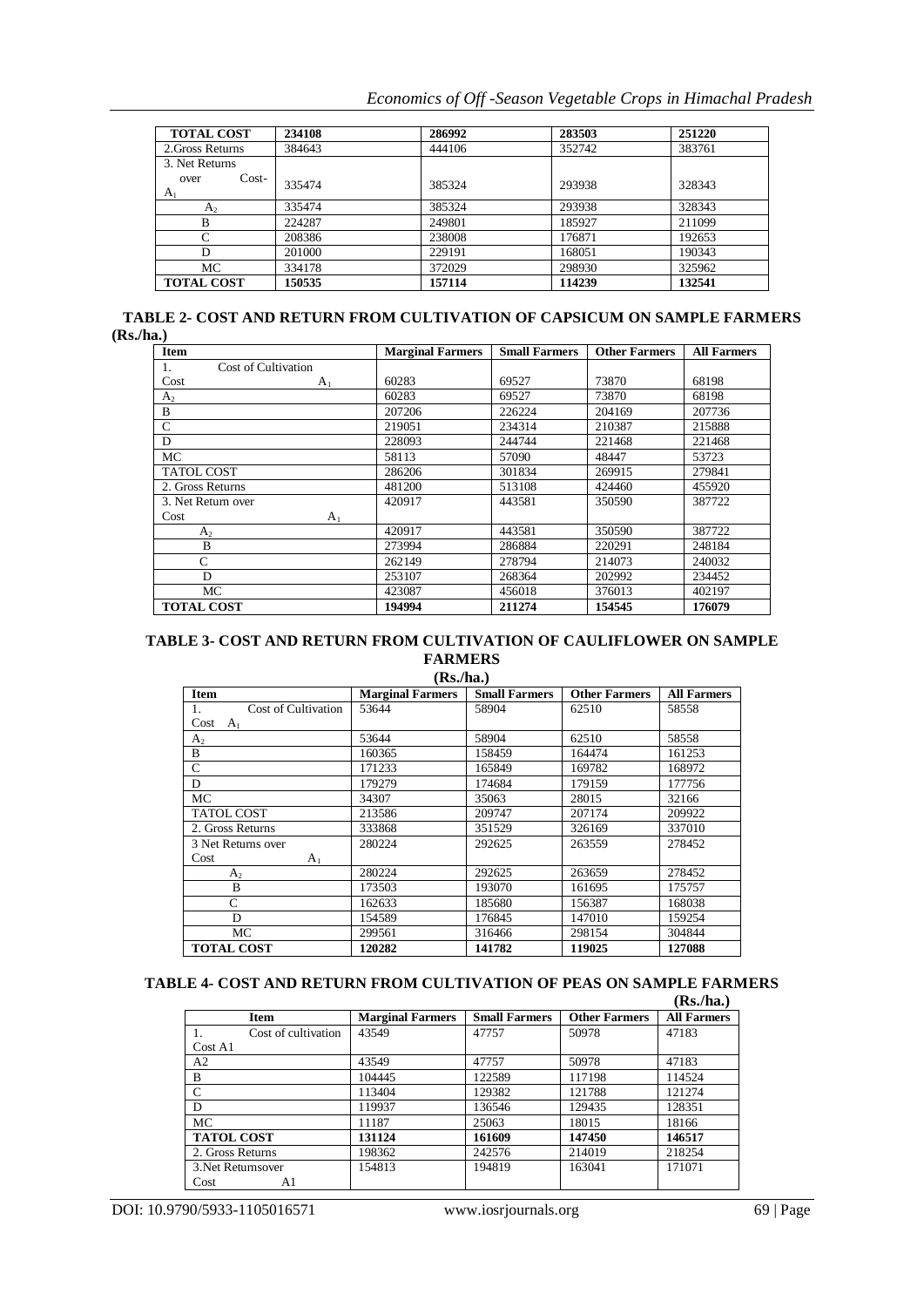| TOTAL COST | 234108 | 286992 | 283503 | 251220 |
|---|---|---|---|---|
| 2.Gross Returns | 384643 | 444106 | 352742 | 383761 |
| 3. Net Returns over Cost- $A_1$ | 335474 | 385324 | 293938 | 328343 |
| $A_2$ | 335474 | 385324 | 293938 | 328343 |
| B | 224287 | 249801 | 185927 | 211099 |
| C | 208386 | 238008 | 176871 | 192653 |
| D | 201000 | 229191 | 168051 | 190343 |
| MC | 334178 | 372029 | 298930 | 325962 |
| **TOTAL COST** | **150535** | **157114** | **114239** | **132541** |

**TABLE 2- COST AND RETURN FROM CULTIVATION OF CAPSICUM ON SAMPLE FARMERS (Rs./ha.)**

| Item | Marginal Farmers | Small Farmers | Other Farmers | All Farmers |
|---|---|---|---|---|
| 1. Cost of Cultivation Cost $A_1$ | 60283 | 69527 | 73870 | 68198 |
| $A_2$ | 60283 | 69527 | 73870 | 68198 |
| B | 207206 | 226224 | 204169 | 207736 |
| C | 219051 | 234314 | 210387 | 215888 |
| D | 228093 | 244744 | 221468 | 221468 |
| MC | 58113 | 57090 | 48447 | 53723 |
| TATOL COST | 286206 | 301834 | 269915 | 279841 |
| 2. Gross Returns | 481200 | 513108 | 424460 | 455920 |
| 3. Net Return over Cost $A_1$ | 420917 | 443581 | 350590 | 387722 |
| $A_2$ | 420917 | 443581 | 350590 | 387722 |
| B | 273994 | 286884 | 220291 | 248184 |
| C | 262149 | 278794 | 214073 | 240032 |
| D | 253107 | 268364 | 202992 | 234452 |
| MC | 423087 | 456018 | 376013 | 402197 |
| **TOTAL COST** | **194994** | **211274** | **154545** | **176079** |

**TABLE 3- COST AND RETURN FROM CULTIVATION OF CAULIFLOWER ON SAMPLE FARMERS (Rs./ha.)**

| Item | Marginal Farmers | Small Farmers | Other Farmers | All Farmers |
|---|---|---|---|---|
| 1. Cost of Cultivation Cost $A_1$ | 53644 | 58904 | 62510 | 58558 |
| $A_2$ | 53644 | 58904 | 62510 | 58558 |
| B | 160365 | 158459 | 164474 | 161253 |
| C | 171233 | 165849 | 169782 | 168972 |
| D | 179279 | 174684 | 179159 | 177756 |
| MC | 34307 | 35063 | 28015 | 32166 |
| TATOL COST | 213586 | 209747 | 207174 | 209922 |
| 2. Gross Returns | 333868 | 351529 | 326169 | 337010 |
| 3 Net Returns over Cost $A_1$ | 280224 | 292625 | 263559 | 278452 |
| $A_2$ | 280224 | 292625 | 263659 | 278452 |
| B | 173503 | 193070 | 161695 | 175757 |
| C | 162633 | 185680 | 156387 | 168038 |
| D | 154589 | 176845 | 147010 | 159254 |
| MC | 299561 | 316466 | 298154 | 304844 |
| **TOTAL COST** | **120282** | **141782** | **119025** | **127088** |

**TABLE 4- COST AND RETURN FROM CULTIVATION OF PEAS ON SAMPLE FARMERS (Rs./ha.)**

| Item | Marginal Farmers | Small Farmers | Other Farmers | All Farmers |
|---|---|---|---|---|
| 1. Cost of cultivation Cost A1 | 43549 | 47757 | 50978 | 47183 |
| A2 | 43549 | 47757 | 50978 | 47183 |
| B | 104445 | 122589 | 117198 | 114524 |
| C | 113404 | 129382 | 121788 | 121274 |
| D | 119937 | 136546 | 129435 | 128351 |
| MC | 11187 | 25063 | 18015 | 18166 |
| **TATOL COST** | **131124** | **161609** | **147450** | **146517** |
| 2. Gross Returns | 198362 | 242576 | 214019 | 218254 |
| 3.Net Returnsover Cost A1 | 154813 | 194819 | 163041 | 171071 |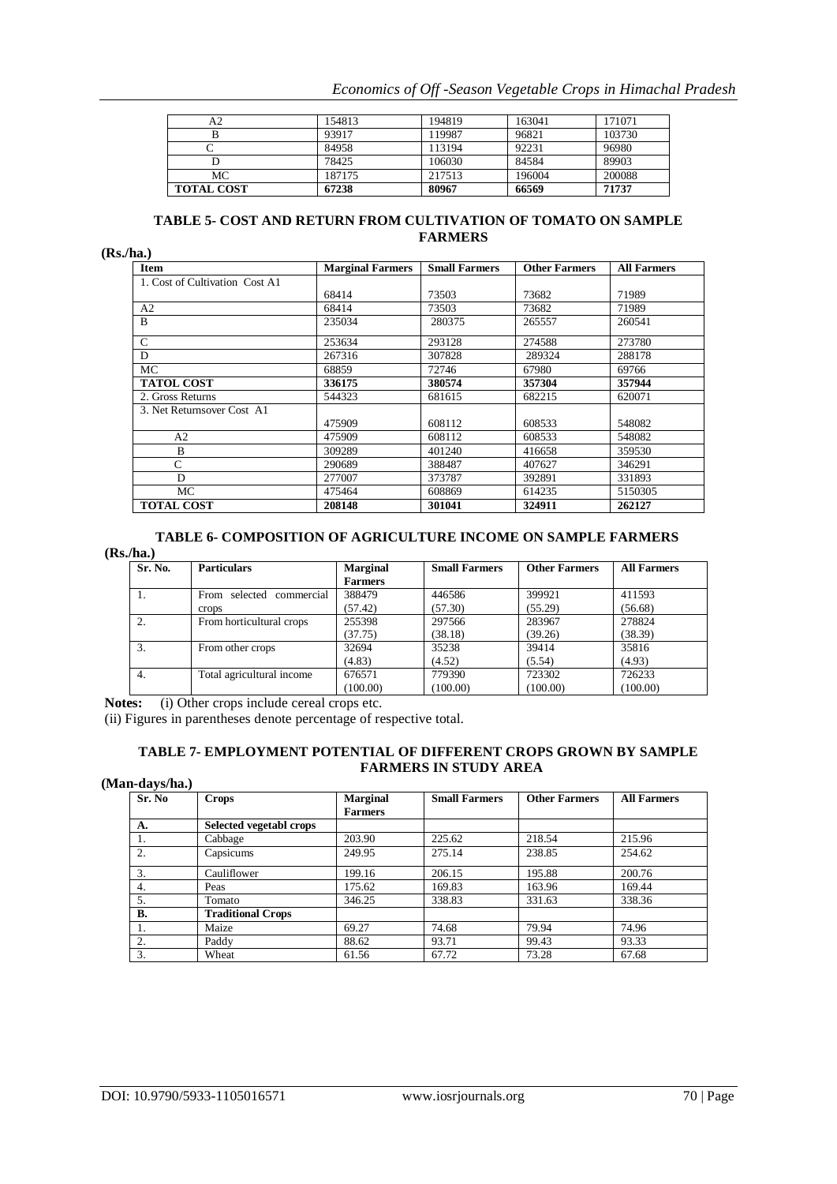| A2 | 154813 | 194819 | 163041 | 171071 |
|---|---|---|---|---|
| B | 93917 | 119987 | 96821 | 103730 |
| C | 84958 | 113194 | 92231 | 96980 |
| D | 78425 | 106030 | 84584 | 89903 |
| MC | 187175 | 217513 | 196004 | 200088 |
| **TOTAL COST** | **67238** | **80967** | **66569** | **71737** |

### TABLE 5- COST AND RETURN FROM CULTIVATION OF TOMATO ON SAMPLE FARMERS

**(Rs./ha.)**

| Item | Marginal Farmers | Small Farmers | Other Farmers | All Farmers |
|---|---|---|---|---|
| 1. Cost of Cultivation Cost A1 | 68414 | 73503 | 73682 | 71989 |
| A2 | 68414 | 73503 | 73682 | 71989 |
| B | 235034 | 280375 | 265557 | 260541 |
| C | 253634 | 293128 | 274588 | 273780 |
| D | 267316 | 307828 | 289324 | 288178 |
| MC | 68859 | 72746 | 67980 | 69766 |
| **TATOL COST** | **336175** | **380574** | **357304** | **357944** |
| 2. Gross Returns | 544323 | 681615 | 682215 | 620071 |
| 3. Net Returnsover Cost A1 | 475909 | 608112 | 608533 | 548082 |
| A2 | 475909 | 608112 | 608533 | 548082 |
| B | 309289 | 401240 | 416658 | 359530 |
| C | 290689 | 388487 | 407627 | 346291 |
| D | 277007 | 373787 | 392891 | 331893 |
| MC | 475464 | 608869 | 614235 | 5150305 |
| **TOTAL COST** | **208148** | **301041** | **324911** | **262127** |

### TABLE 6- COMPOSITION OF AGRICULTURE INCOME ON SAMPLE FARMERS

**(Rs./ha.)**

| Sr. No. | Particulars | Marginal Farmers | Small Farmers | Other Farmers | All Farmers |
|---|---|---|---|---|---|
| 1. | From selected commercial crops | 388479 (57.42) | 446586 (57.30) | 399921 (55.29) | 411593 (56.68) |
| 2. | From horticultural crops | 255398 (37.75) | 297566 (38.18) | 283967 (39.26) | 278824 (38.39) |
| 3. | From other crops | 32694 (4.83) | 35238 (4.52) | 39414 (5.54) | 35816 (4.93) |
| 4. | Total agricultural income | 676571 (100.00) | 779390 (100.00) | 723302 (100.00) | 726233 (100.00) |

**Notes:** (i) Other crops include cereal crops etc.

(ii) Figures in parentheses denote percentage of respective total.

### TABLE 7- EMPLOYMENT POTENTIAL OF DIFFERENT CROPS GROWN BY SAMPLE FARMERS IN STUDY AREA

**(Man-days/ha.)**

| Sr. No | Crops | Marginal Farmers | Small Farmers | Other Farmers | All Farmers |
|---|---|---|---|---|---|
| **A.** | **Selected vegetabl crops** | | | | |
| 1. | Cabbage | 203.90 | 225.62 | 218.54 | 215.96 |
| 2. | Capsicums | 249.95 | 275.14 | 238.85 | 254.62 |
| 3. | Cauliflower | 199.16 | 206.15 | 195.88 | 200.76 |
| 4. | Peas | 175.62 | 169.83 | 163.96 | 169.44 |
| 5. | Tomato | 346.25 | 338.83 | 331.63 | 338.36 |
| **B.** | **Traditional Crops** | | | | |
| 1. | Maize | 69.27 | 74.68 | 79.94 | 74.96 |
| 2. | Paddy | 88.62 | 93.71 | 99.43 | 93.33 |
| 3. | Wheat | 61.56 | 67.72 | 73.28 | 67.68 |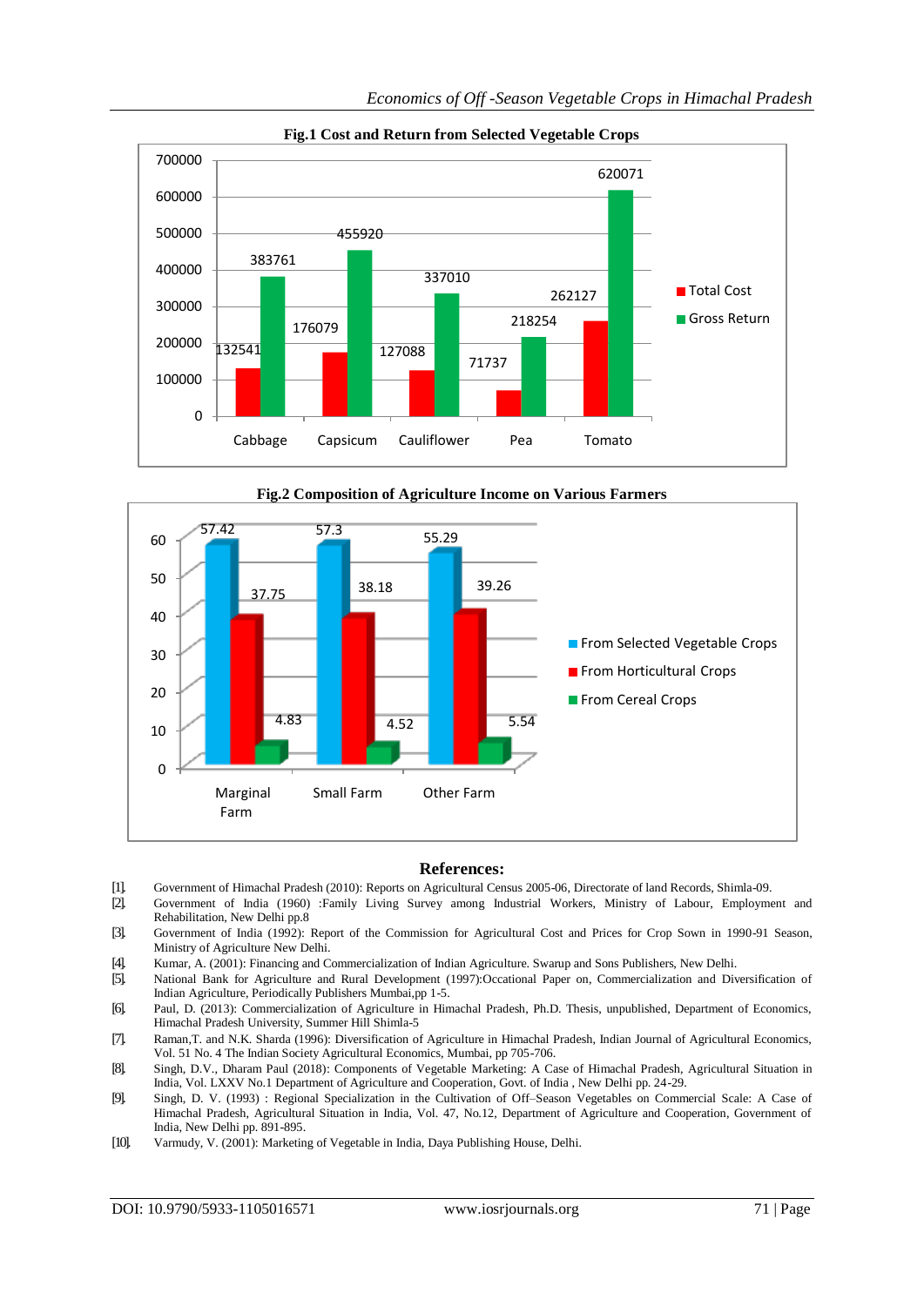**Fig.1 Cost and Return from Selected Vegetable Crops**

700000
600000
500000
400000
300000
200000
100000
0

Cabbage: 132541, 383761
Capsicum: 176079, 455920
Cauliflower: 127088, 337010
Pea: 71737, 218254
Tomato: 262127, 620071

Total Cost
Gross Return

**Fig.2 Composition of Agriculture Income on Various Farmers**

60
50
40
30
20
10
0

Marginal Farm: 57.42, 37.75, 4.83
Small Farm: 57.3, 38.18, 4.52
Other Farm: 55.29, 39.26, 5.54

From Selected Vegetable Crops
From Horticultural Crops
From Cereal Crops

## References:

[1]. Government of Himachal Pradesh (2010): Reports on Agricultural Census 2005-06, Directorate of land Records, Shimla-09.

[2]. Government of India (1960) :Family Living Survey among Industrial Workers, Ministry of Labour, Employment and Rehabilitation, New Delhi pp.8

[3]. Government of India (1992): Report of the Commission for Agricultural Cost and Prices for Crop Sown in 1990-91 Season, Ministry of Agriculture New Delhi.

[4]. Kumar, A. (2001): Financing and Commercialization of Indian Agriculture. Swarup and Sons Publishers, New Delhi.

[5]. National Bank for Agriculture and Rural Development (1997):Occational Paper on, Commercialization and Diversification of Indian Agriculture, Periodically Publishers Mumbai,pp 1-5.

[6]. Paul, D. (2013): Commercialization of Agriculture in Himachal Pradesh, Ph.D. Thesis, unpublished, Department of Economics, Himachal Pradesh University, Summer Hill Shimla-5

[7]. Raman,T. and N.K. Sharda (1996): Diversification of Agriculture in Himachal Pradesh, Indian Journal of Agricultural Economics, Vol. 51 No. 4 The Indian Society Agricultural Economics, Mumbai, pp 705-706.

[8]. Singh, D.V., Dharam Paul (2018): Components of Vegetable Marketing: A Case of Himachal Pradesh, Agricultural Situation in India, Vol. LXXV No.1 Department of Agriculture and Cooperation, Govt. of India , New Delhi pp. 24-29.

[9]. Singh, D. V. (1993) : Regional Specialization in the Cultivation of Off–Season Vegetables on Commercial Scale: A Case of Himachal Pradesh, Agricultural Situation in India, Vol. 47, No.12, Department of Agriculture and Cooperation, Government of India, New Delhi pp. 891-895.

[10]. Varmudy, V. (2001): Marketing of Vegetable in India, Daya Publishing House, Delhi.